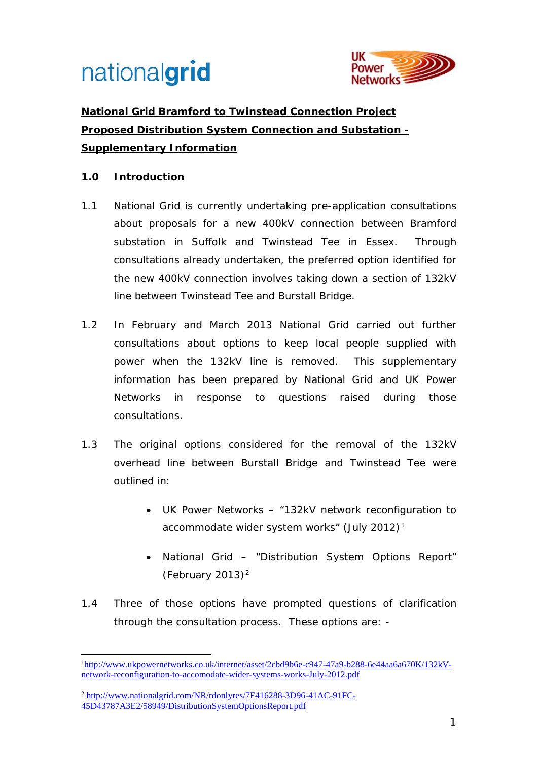nationalgrid

UK Power Networks

**National Grid Bramford to Twinstead Connection Project**

**Proposed Distribution System Connection and Substation - Supplementary Information**

## 1.0 Introduction

1.1 National Grid is currently undertaking pre-application consultations about proposals for a new 400kV connection between Bramford substation in Suffolk and Twinstead Tee in Essex. Through consultations already undertaken, the preferred option identified for the new 400kV connection involves taking down a section of 132kV line between Twinstead Tee and Burstall Bridge.

1.2 In February and March 2013 National Grid carried out further consultations about options to keep local people supplied with power when the 132kV line is removed. This supplementary information has been prepared by National Grid and UK Power Networks in response to questions raised during those consultations.

1.3 The original options considered for the removal of the 132kV overhead line between Burstall Bridge and Twinstead Tee were outlined in:

- UK Power Networks – "132kV network reconfiguration to accommodate wider system works" (July 2012)[1]
- National Grid – "Distribution System Options Report" (February 2013)[2]

1.4 Three of those options have prompted questions of clarification through the consultation process. These options are: -

[1] http://www.ukpowernetworks.co.uk/internet/asset/2cbd9b6e-c947-47a9-b288-6e44aa6a670K/132kV-network-reconfiguration-to-accomodate-wider-systems-works-July-2012.pdf

[2] http://www.nationalgrid.com/NR/rdonlyres/7F416288-3D96-41AC-91FC-45D43787A3E2/58949/DistributionSystemOptionsReport.pdf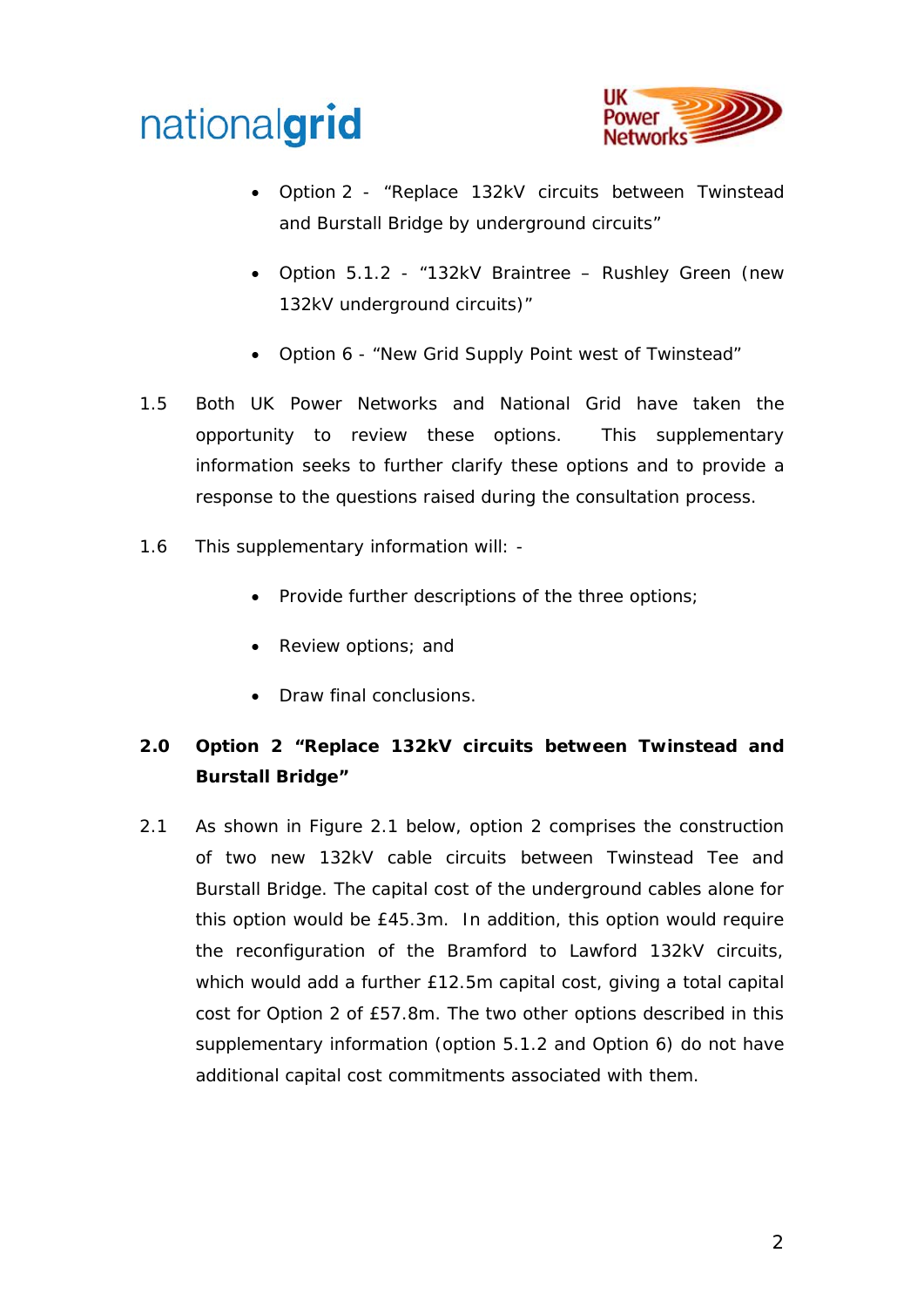- Option 2 - "Replace 132kV circuits between Twinstead and Burstall Bridge by underground circuits"
- Option 5.1.2 - "132kV Braintree – Rushley Green (new 132kV underground circuits)"
- Option 6 - "New Grid Supply Point west of Twinstead"

1.5 Both UK Power Networks and National Grid have taken the opportunity to review these options. This supplementary information seeks to further clarify these options and to provide a response to the questions raised during the consultation process.

1.6 This supplementary information will: -

- Provide further descriptions of the three options;
- Review options; and
- Draw final conclusions.

## 2.0 Option 2 "Replace 132kV circuits between Twinstead and Burstall Bridge"

2.1 As shown in Figure 2.1 below, option 2 comprises the construction of two new 132kV cable circuits between Twinstead Tee and Burstall Bridge. The capital cost of the underground cables alone for this option would be £45.3m. In addition, this option would require the reconfiguration of the Bramford to Lawford 132kV circuits, which would add a further £12.5m capital cost, giving a total capital cost for Option 2 of £57.8m. The two other options described in this supplementary information (option 5.1.2 and Option 6) do not have additional capital cost commitments associated with them.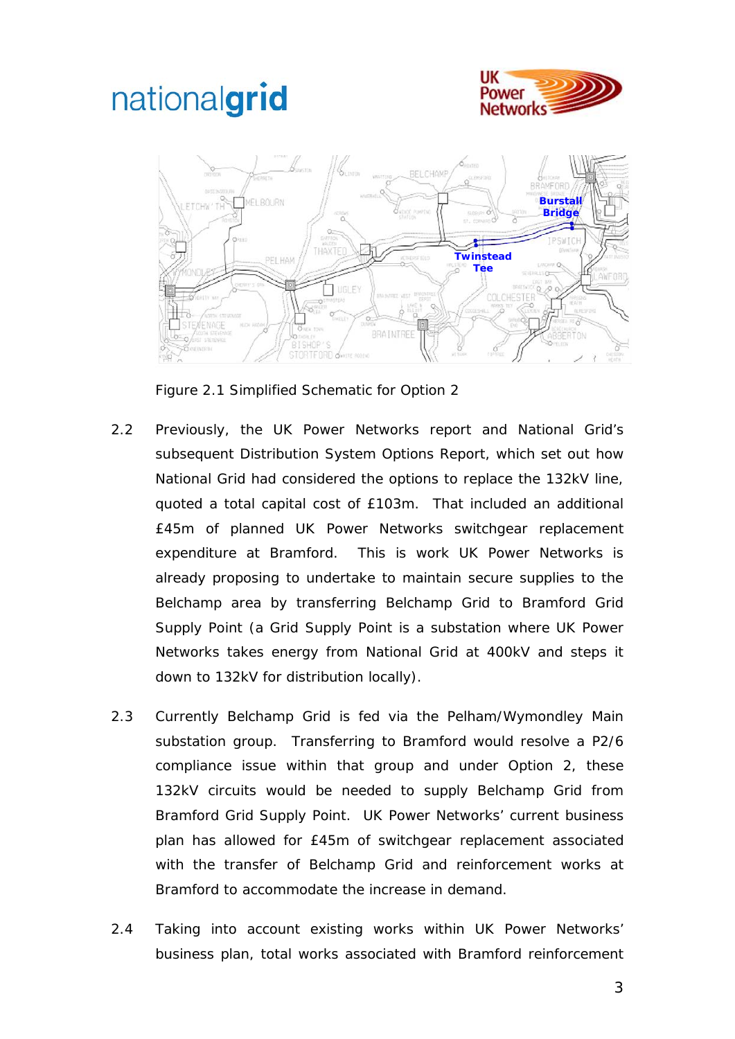Figure 2.1 Simplified Schematic for Option 2

2.2 Previously, the UK Power Networks report and National Grid's subsequent Distribution System Options Report, which set out how National Grid had considered the options to replace the 132kV line, quoted a total capital cost of £103m. That included an additional £45m of planned UK Power Networks switchgear replacement expenditure at Bramford. This is work UK Power Networks is already proposing to undertake to maintain secure supplies to the Belchamp area by transferring Belchamp Grid to Bramford Grid Supply Point (a Grid Supply Point is a substation where UK Power Networks takes energy from National Grid at 400kV and steps it down to 132kV for distribution locally).

2.3 Currently Belchamp Grid is fed via the Pelham/Wymondley Main substation group. Transferring to Bramford would resolve a P2/6 compliance issue within that group and under Option 2, these 132kV circuits would be needed to supply Belchamp Grid from Bramford Grid Supply Point. UK Power Networks' current business plan has allowed for £45m of switchgear replacement associated with the transfer of Belchamp Grid and reinforcement works at Bramford to accommodate the increase in demand.

2.4 Taking into account existing works within UK Power Networks' business plan, total works associated with Bramford reinforcement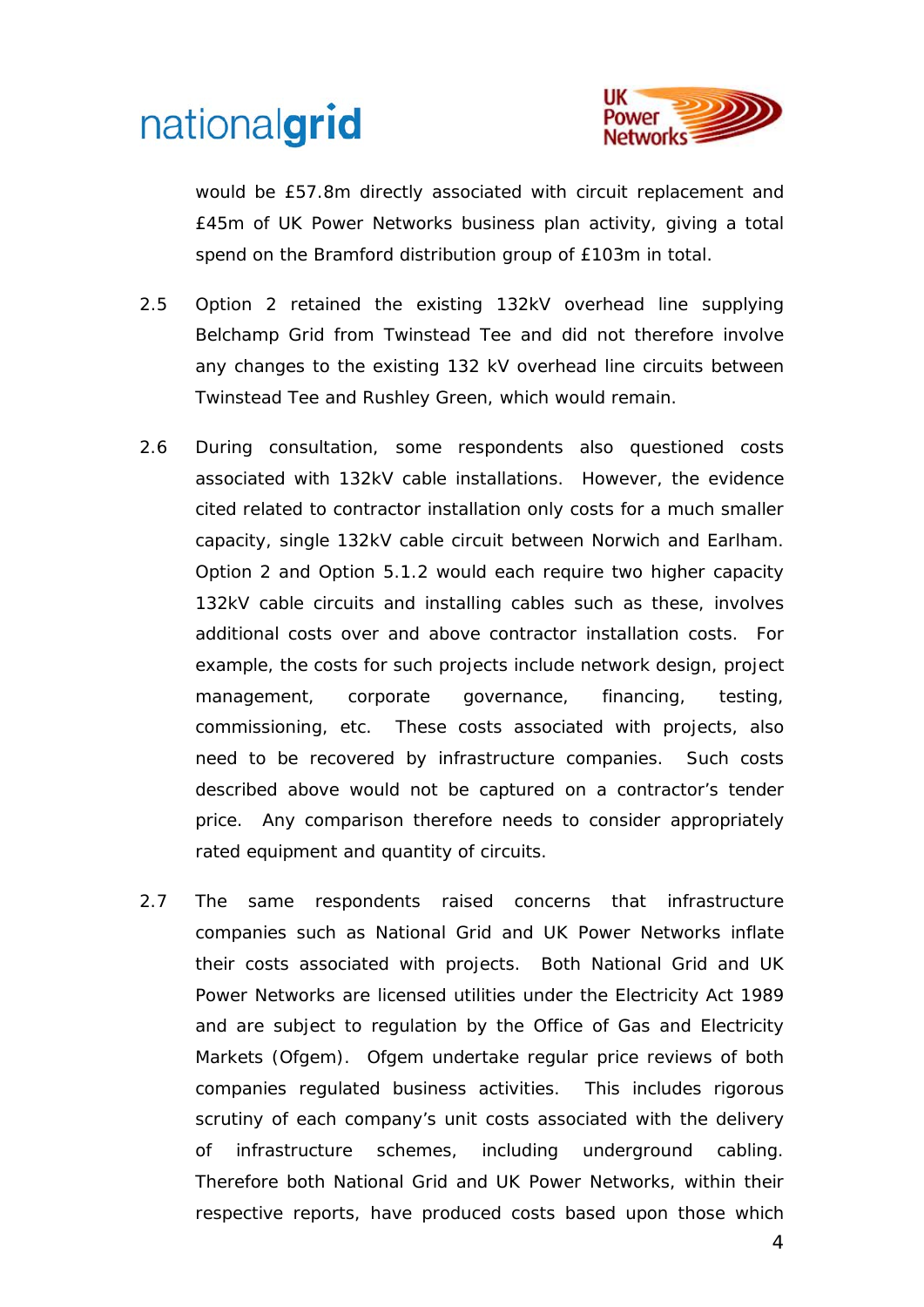would be £57.8m directly associated with circuit replacement and £45m of UK Power Networks business plan activity, giving a total spend on the Bramford distribution group of £103m in total.

2.5 Option 2 retained the existing 132kV overhead line supplying Belchamp Grid from Twinstead Tee and did not therefore involve any changes to the existing 132 kV overhead line circuits between Twinstead Tee and Rushley Green, which would remain.

2.6 During consultation, some respondents also questioned costs associated with 132kV cable installations. However, the evidence cited related to contractor installation only costs for a much smaller capacity, single 132kV cable circuit between Norwich and Earlham. Option 2 and Option 5.1.2 would each require two higher capacity 132kV cable circuits and installing cables such as these, involves additional costs over and above contractor installation costs. For example, the costs for such projects include network design, project management, corporate governance, financing, testing, commissioning, etc. These costs associated with projects, also need to be recovered by infrastructure companies. Such costs described above would not be captured on a contractor's tender price. Any comparison therefore needs to consider appropriately rated equipment and quantity of circuits.

2.7 The same respondents raised concerns that infrastructure companies such as National Grid and UK Power Networks inflate their costs associated with projects. Both National Grid and UK Power Networks are licensed utilities under the Electricity Act 1989 and are subject to regulation by the Office of Gas and Electricity Markets (Ofgem). Ofgem undertake regular price reviews of both companies regulated business activities. This includes rigorous scrutiny of each company's unit costs associated with the delivery of infrastructure schemes, including underground cabling. Therefore both National Grid and UK Power Networks, within their respective reports, have produced costs based upon those which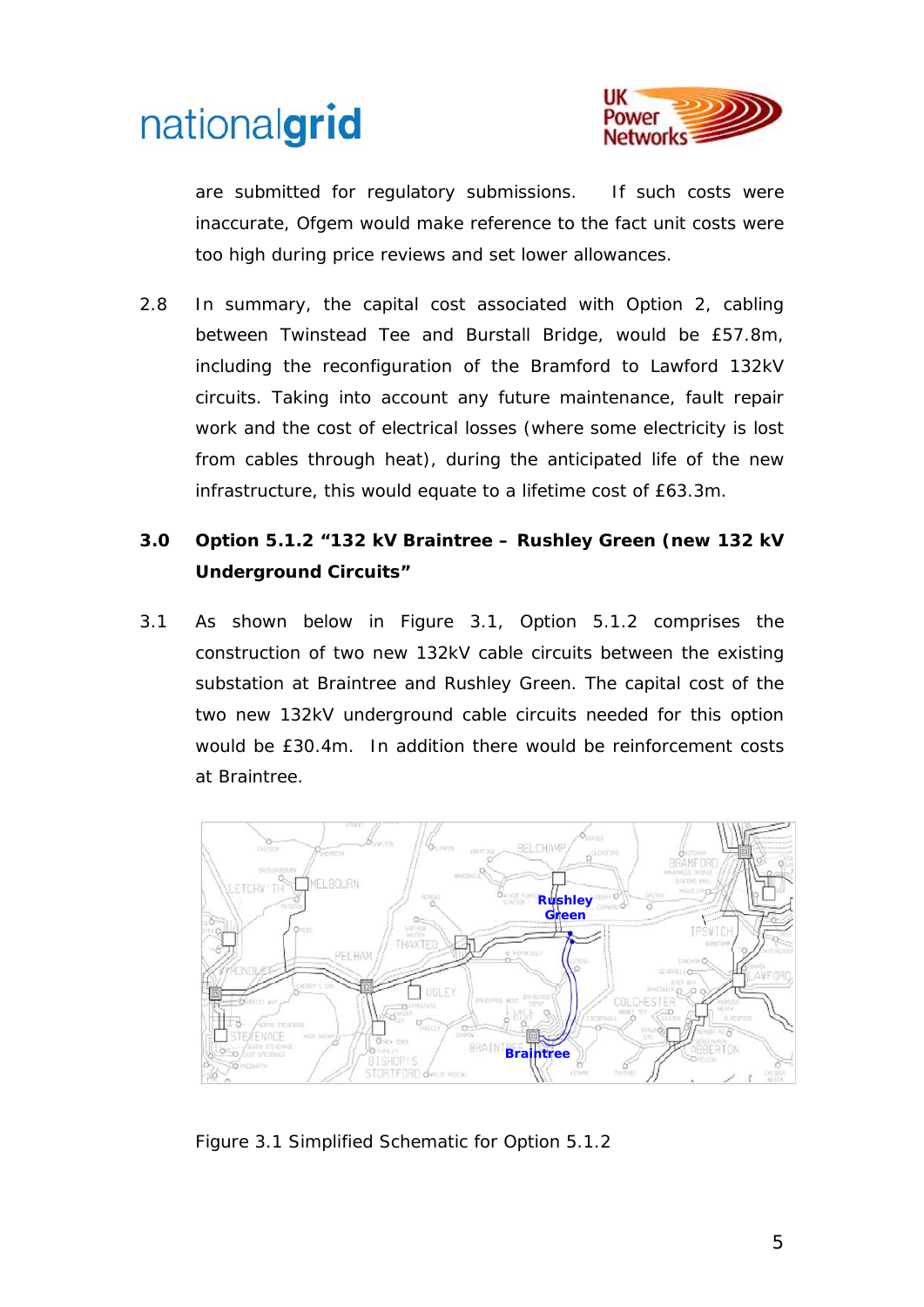are submitted for regulatory submissions. If such costs were inaccurate, Ofgem would make reference to the fact unit costs were too high during price reviews and set lower allowances.

2.8 In summary, the capital cost associated with Option 2, cabling between Twinstead Tee and Burstall Bridge, would be £57.8m, including the reconfiguration of the Bramford to Lawford 132kV circuits. Taking into account any future maintenance, fault repair work and the cost of electrical losses (where some electricity is lost from cables through heat), during the anticipated life of the new infrastructure, this would equate to a lifetime cost of £63.3m.

## 3.0 Option 5.1.2 "132 kV Braintree – Rushley Green (new 132 kV Underground Circuits"

3.1 As shown below in Figure 3.1, Option 5.1.2 comprises the construction of two new 132kV cable circuits between the existing substation at Braintree and Rushley Green. The capital cost of the two new 132kV underground cable circuits needed for this option would be £30.4m. In addition there would be reinforcement costs at Braintree.

Figure 3.1 Simplified Schematic for Option 5.1.2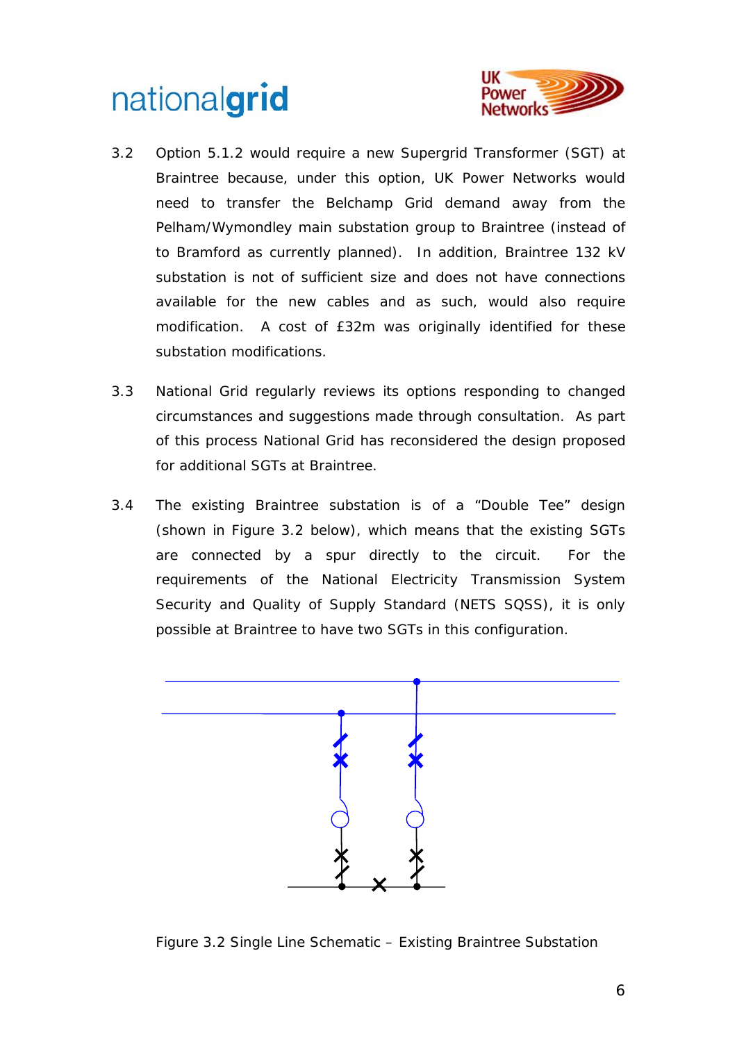3.2 Option 5.1.2 would require a new Supergrid Transformer (SGT) at Braintree because, under this option, UK Power Networks would need to transfer the Belchamp Grid demand away from the Pelham/Wymondley main substation group to Braintree (instead of to Bramford as currently planned). In addition, Braintree 132 kV substation is not of sufficient size and does not have connections available for the new cables and as such, would also require modification. A cost of £32m was originally identified for these substation modifications.

3.3 National Grid regularly reviews its options responding to changed circumstances and suggestions made through consultation. As part of this process National Grid has reconsidered the design proposed for additional SGTs at Braintree.

3.4 The existing Braintree substation is of a "Double Tee" design (shown in Figure 3.2 below), which means that the existing SGTs are connected by a spur directly to the circuit. For the requirements of the National Electricity Transmission System Security and Quality of Supply Standard (NETS SQSS), it is only possible at Braintree to have two SGTs in this configuration.

Figure 3.2 Single Line Schematic – Existing Braintree Substation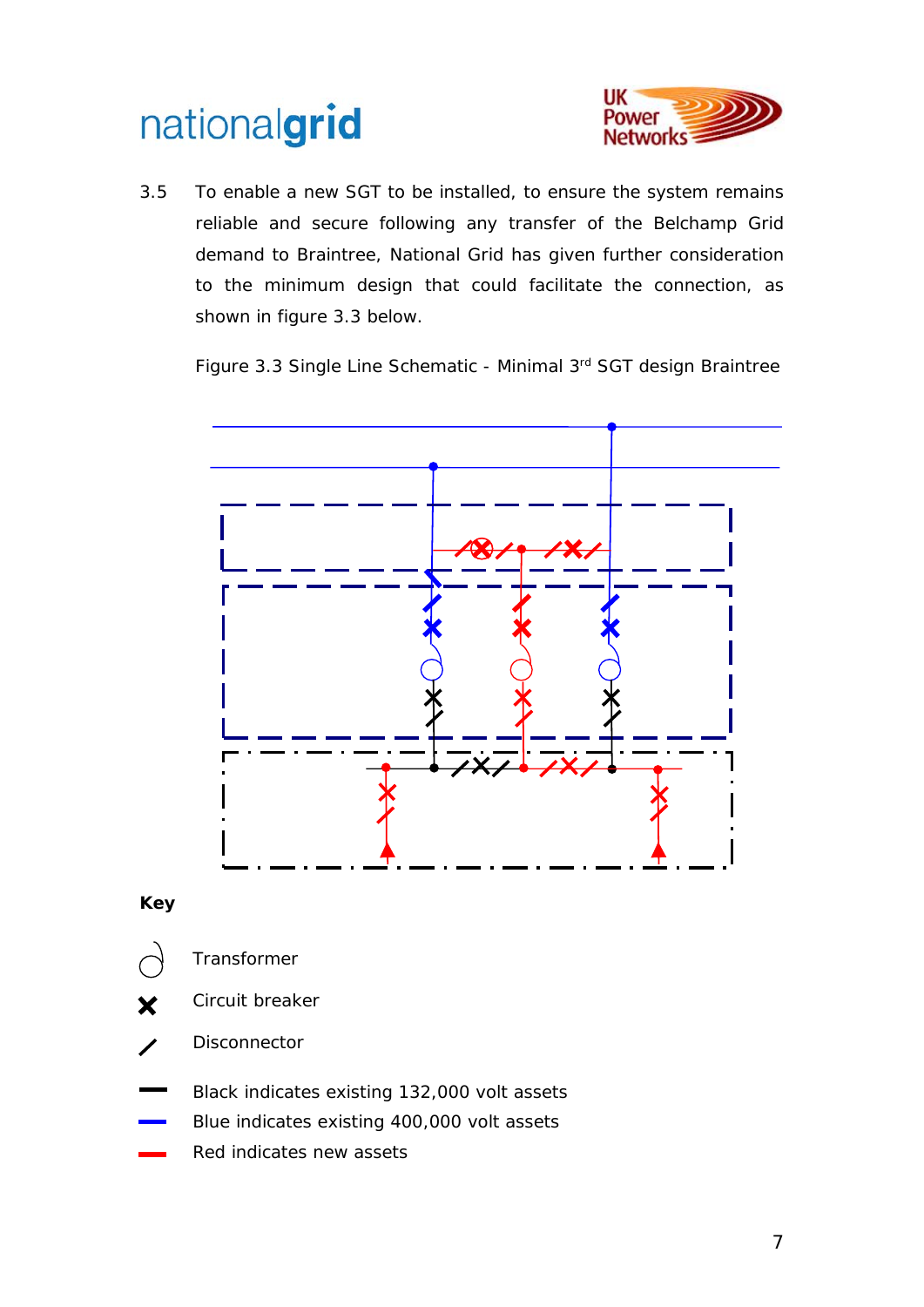3.5 To enable a new SGT to be installed, to ensure the system remains reliable and secure following any transfer of the Belchamp Grid demand to Braintree, National Grid has given further consideration to the minimum design that could facilitate the connection, as shown in figure 3.3 below.

Figure 3.3 Single Line Schematic - Minimal 3rd SGT design Braintree

**Key**

Transformer

Circuit breaker

Disconnector

Black indicates existing 132,000 volt assets

Blue indicates existing 400,000 volt assets

Red indicates new assets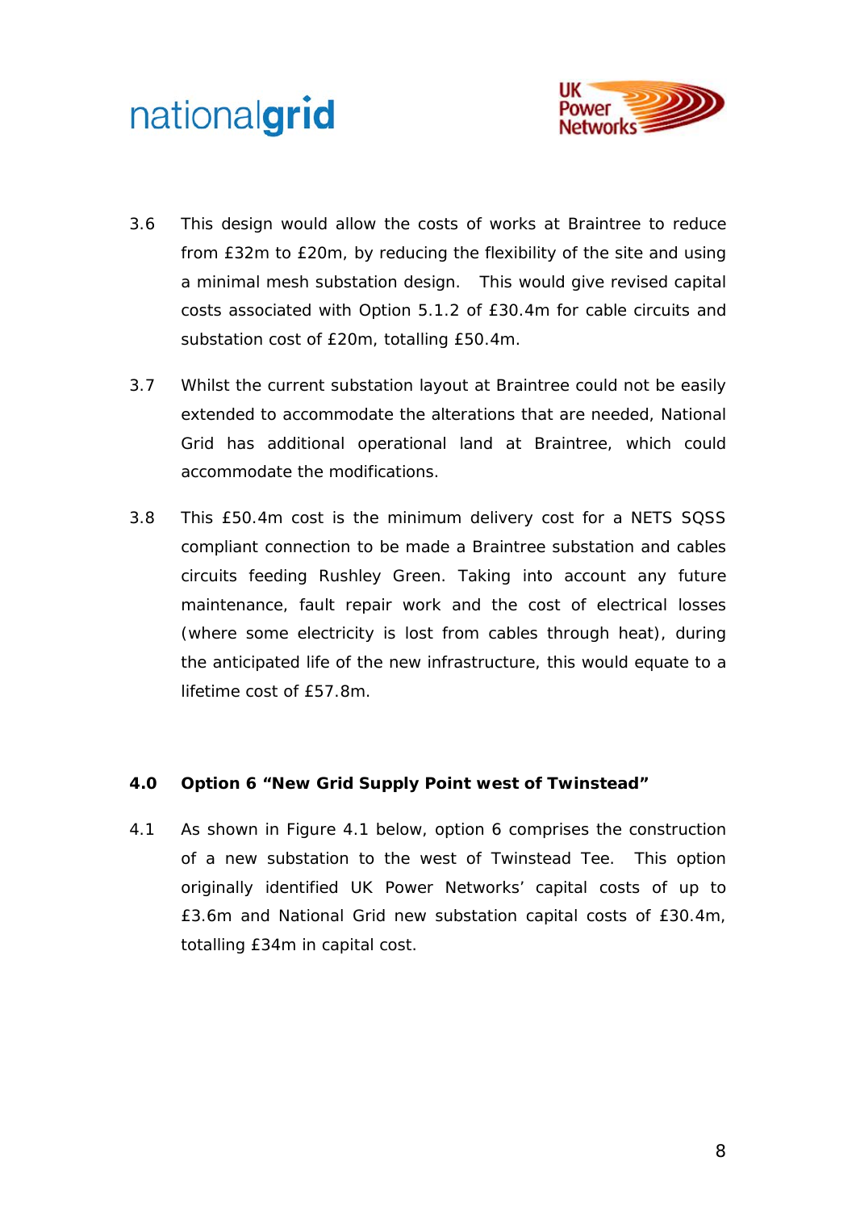3.6 This design would allow the costs of works at Braintree to reduce from £32m to £20m, by reducing the flexibility of the site and using a minimal mesh substation design. This would give revised capital costs associated with Option 5.1.2 of £30.4m for cable circuits and substation cost of £20m, totalling £50.4m.

3.7 Whilst the current substation layout at Braintree could not be easily extended to accommodate the alterations that are needed, National Grid has additional operational land at Braintree, which could accommodate the modifications.

3.8 This £50.4m cost is the minimum delivery cost for a NETS SQSS compliant connection to be made a Braintree substation and cables circuits feeding Rushley Green. Taking into account any future maintenance, fault repair work and the cost of electrical losses (where some electricity is lost from cables through heat), during the anticipated life of the new infrastructure, this would equate to a lifetime cost of £57.8m.

## 4.0 Option 6 "New Grid Supply Point west of Twinstead"

4.1 As shown in Figure 4.1 below, option 6 comprises the construction of a new substation to the west of Twinstead Tee. This option originally identified UK Power Networks' capital costs of up to £3.6m and National Grid new substation capital costs of £30.4m, totalling £34m in capital cost.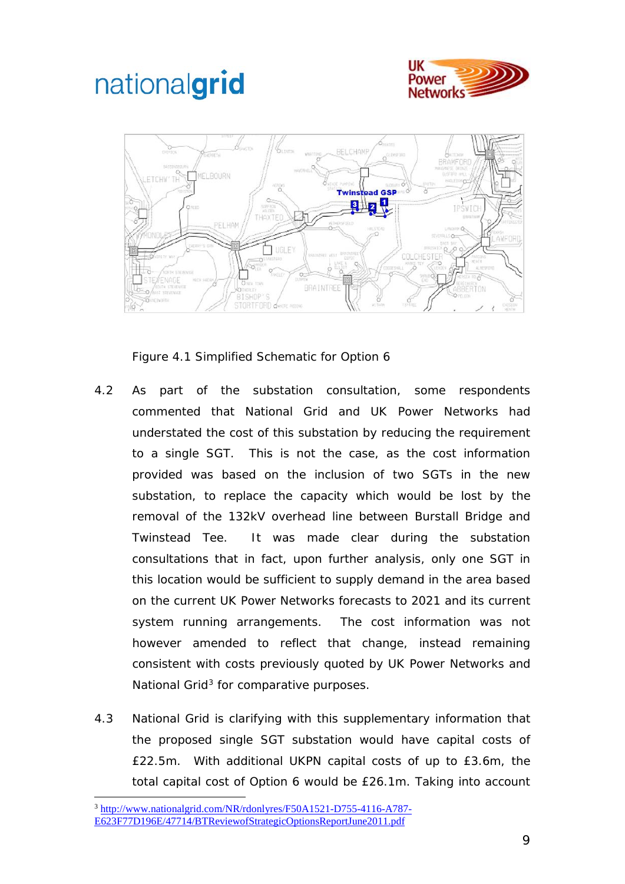Figure 4.1 Simplified Schematic for Option 6

4.2 As part of the substation consultation, some respondents commented that National Grid and UK Power Networks had understated the cost of this substation by reducing the requirement to a single SGT. This is not the case, as the cost information provided was based on the inclusion of two SGTs in the new substation, to replace the capacity which would be lost by the removal of the 132kV overhead line between Burstall Bridge and Twinstead Tee. It was made clear during the substation consultations that in fact, upon further analysis, only one SGT in this location would be sufficient to supply demand in the area based on the current UK Power Networks forecasts to 2021 and its current system running arrangements. The cost information was not however amended to reflect that change, instead remaining consistent with costs previously quoted by UK Power Networks and National Grid[3] for comparative purposes.

4.3 National Grid is clarifying with this supplementary information that the proposed single SGT substation would have capital costs of £22.5m. With additional UKPN capital costs of up to £3.6m, the total capital cost of Option 6 would be £26.1m. Taking into account

[3] http://www.nationalgrid.com/NR/rdonlyres/F50A1521-D755-4116-A787-E623F77D196E/47714/BTReviewofStrategicOptionsReportJune2011.pdf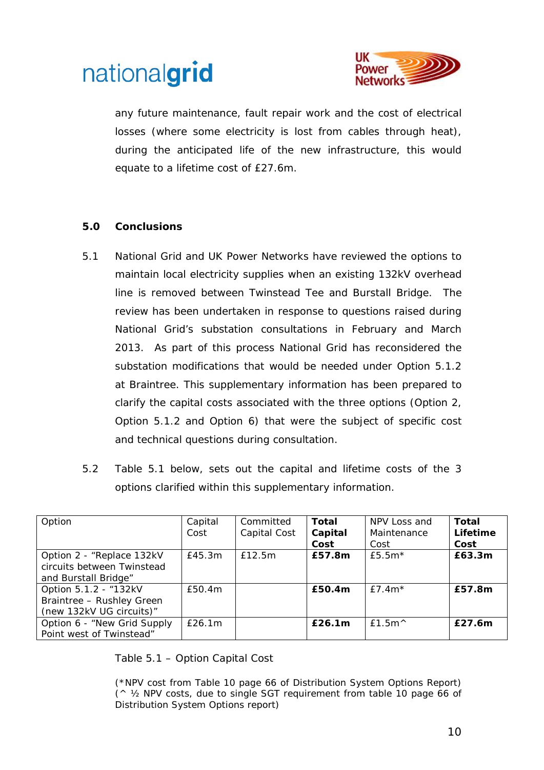any future maintenance, fault repair work and the cost of electrical losses (where some electricity is lost from cables through heat), during the anticipated life of the new infrastructure, this would equate to a lifetime cost of £27.6m.

## 5.0 Conclusions

5.1 National Grid and UK Power Networks have reviewed the options to maintain local electricity supplies when an existing 132kV overhead line is removed between Twinstead Tee and Burstall Bridge. The review has been undertaken in response to questions raised during National Grid's substation consultations in February and March 2013. As part of this process National Grid has reconsidered the substation modifications that would be needed under Option 5.1.2 at Braintree. This supplementary information has been prepared to clarify the capital costs associated with the three options (Option 2, Option 5.1.2 and Option 6) that were the subject of specific cost and technical questions during consultation.

5.2 Table 5.1 below, sets out the capital and lifetime costs of the 3 options clarified within this supplementary information.

| Option | Capital Cost | Committed Capital Cost | **Total Capital Cost** | NPV Loss and Maintenance Cost | **Total Lifetime Cost** |
|---|---|---|---|---|---|
| Option 2 - "Replace 132kV circuits between Twinstead and Burstall Bridge" | £45.3m | £12.5m | **£57.8m** | £5.5m* | **£63.3m** |
| Option 5.1.2 - "132kV Braintree – Rushley Green (new 132kV UG circuits)" | £50.4m | | **£50.4m** | £7.4m* | **£57.8m** |
| Option 6 - "New Grid Supply Point west of Twinstead" | £26.1m | | **£26.1m** | £1.5m^ | **£27.6m** |

Table 5.1 – Option Capital Cost

(*NPV cost from Table 10 page 66 of Distribution System Options Report)
(^ ½ NPV costs, due to single SGT requirement from table 10 page 66 of Distribution System Options report)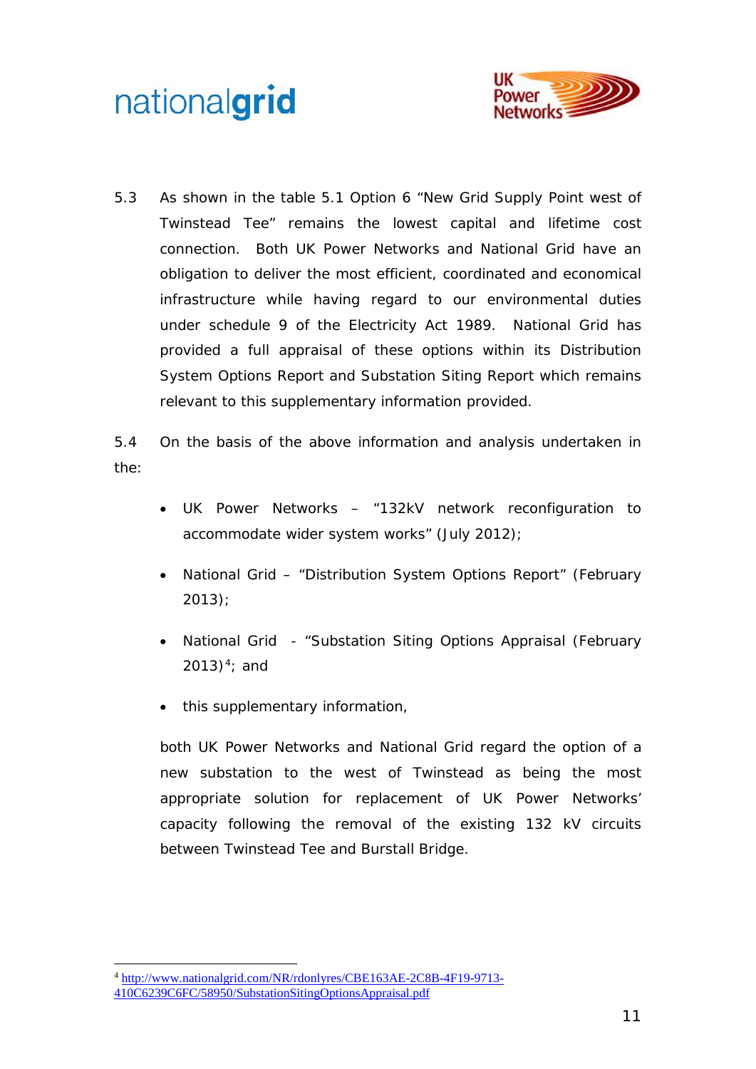5.3 As shown in the table 5.1 Option 6 "New Grid Supply Point west of Twinstead Tee" remains the lowest capital and lifetime cost connection. Both UK Power Networks and National Grid have an obligation to deliver the most efficient, coordinated and economical infrastructure while having regard to our environmental duties under schedule 9 of the Electricity Act 1989. National Grid has provided a full appraisal of these options within its Distribution System Options Report and Substation Siting Report which remains relevant to this supplementary information provided.

5.4 On the basis of the above information and analysis undertaken in the:

- UK Power Networks – "132kV network reconfiguration to accommodate wider system works" (July 2012);
- National Grid – "Distribution System Options Report" (February 2013);
- National Grid - "Substation Siting Options Appraisal (February 2013)[4]; and
- this supplementary information,

both UK Power Networks and National Grid regard the option of a new substation to the west of Twinstead as being the most appropriate solution for replacement of UK Power Networks' capacity following the removal of the existing 132 kV circuits between Twinstead Tee and Burstall Bridge.

---

[4] http://www.nationalgrid.com/NR/rdonlyres/CBE163AE-2C8B-4F19-9713-410C6239C6FC/58950/SubstationSitingOptionsAppraisal.pdf